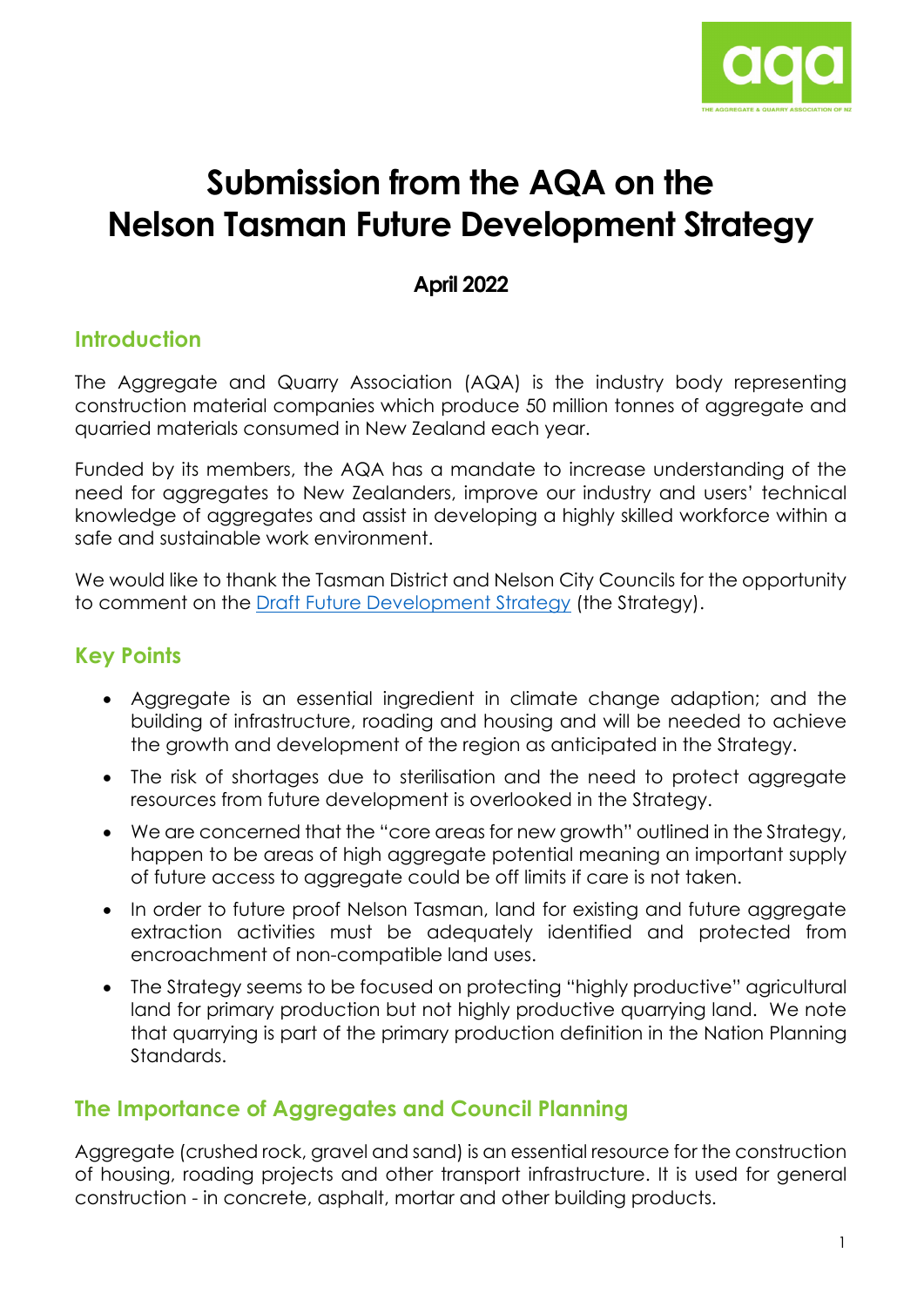# Submission from the AQA on the Nelson Tasman Future Development Strategy

**April 2022**

## Introduction

The Aggregate and Quarry Association (AQA) is the industry body representing construction material companies which produce 50 million tonnes of aggregate and quarried materials consumed in New Zealand each year.

Funded by its members, the AQA has a mandate to increase understanding of the need for aggregates to New Zealanders, improve our industry and users' technical knowledge of aggregates and assist in developing a highly skilled workforce within a safe and sustainable work environment.

We would like to thank the Tasman District and Nelson City Councils for the opportunity to comment on the Draft Future Development Strategy (the Strategy).

## Key Points

- Aggregate is an essential ingredient in climate change adaption; and the building of infrastructure, roading and housing and will be needed to achieve the growth and development of the region as anticipated in the Strategy.
- The risk of shortages due to sterilisation and the need to protect aggregate resources from future development is overlooked in the Strategy.
- We are concerned that the "core areas for new growth" outlined in the Strategy, happen to be areas of high aggregate potential meaning an important supply of future access to aggregate could be off limits if care is not taken.
- In order to future proof Nelson Tasman, land for existing and future aggregate extraction activities must be adequately identified and protected from encroachment of non-compatible land uses.
- The Strategy seems to be focused on protecting "highly productive" agricultural land for primary production but not highly productive quarrying land. We note that quarrying is part of the primary production definition in the Nation Planning Standards.

## The Importance of Aggregates and Council Planning

Aggregate (crushed rock, gravel and sand) is an essential resource for the construction of housing, roading projects and other transport infrastructure. It is used for general construction - in concrete, asphalt, mortar and other building products.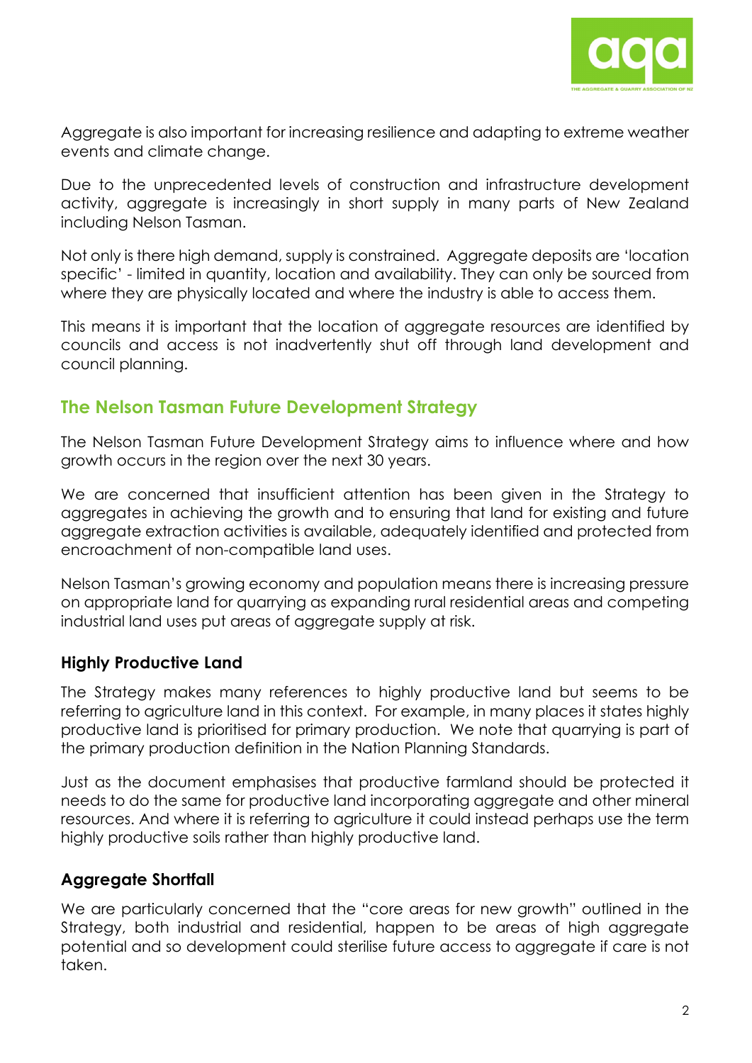Aggregate is also important for increasing resilience and adapting to extreme weather events and climate change.

Due to the unprecedented levels of construction and infrastructure development activity, aggregate is increasingly in short supply in many parts of New Zealand including Nelson Tasman.

Not only is there high demand, supply is constrained. Aggregate deposits are 'location specific' - limited in quantity, location and availability. They can only be sourced from where they are physically located and where the industry is able to access them.

This means it is important that the location of aggregate resources are identified by councils and access is not inadvertently shut off through land development and council planning.

## The Nelson Tasman Future Development Strategy

The Nelson Tasman Future Development Strategy aims to influence where and how growth occurs in the region over the next 30 years.

We are concerned that insufficient attention has been given in the Strategy to aggregates in achieving the growth and to ensuring that land for existing and future aggregate extraction activities is available, adequately identified and protected from encroachment of non-compatible land uses.

Nelson Tasman's growing economy and population means there is increasing pressure on appropriate land for quarrying as expanding rural residential areas and competing industrial land uses put areas of aggregate supply at risk.

### Highly Productive Land

The Strategy makes many references to highly productive land but seems to be referring to agriculture land in this context. For example, in many places it states highly productive land is prioritised for primary production. We note that quarrying is part of the primary production definition in the Nation Planning Standards.

Just as the document emphasises that productive farmland should be protected it needs to do the same for productive land incorporating aggregate and other mineral resources. And where it is referring to agriculture it could instead perhaps use the term highly productive soils rather than highly productive land.

### Aggregate Shortfall

We are particularly concerned that the "core areas for new growth" outlined in the Strategy, both industrial and residential, happen to be areas of high aggregate potential and so development could sterilise future access to aggregate if care is not taken.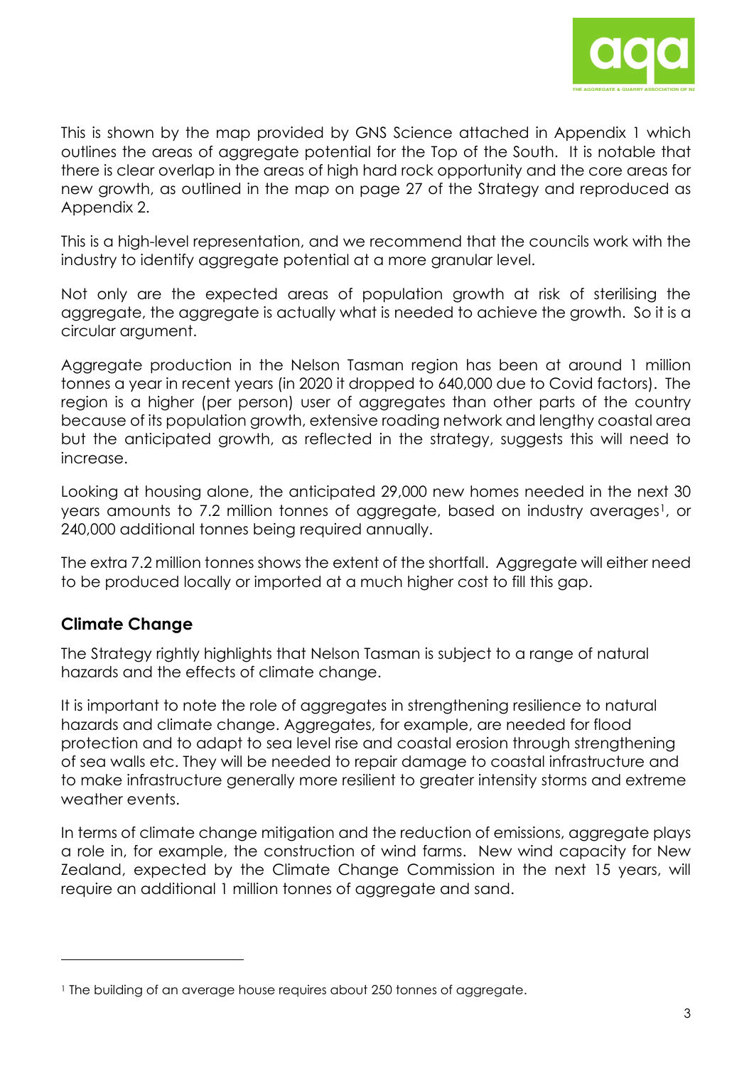This is shown by the map provided by GNS Science attached in Appendix 1 which outlines the areas of aggregate potential for the Top of the South. It is notable that there is clear overlap in the areas of high hard rock opportunity and the core areas for new growth, as outlined in the map on page 27 of the Strategy and reproduced as Appendix 2.

This is a high-level representation, and we recommend that the councils work with the industry to identify aggregate potential at a more granular level.

Not only are the expected areas of population growth at risk of sterilising the aggregate, the aggregate is actually what is needed to achieve the growth. So it is a circular argument.

Aggregate production in the Nelson Tasman region has been at around 1 million tonnes a year in recent years (in 2020 it dropped to 640,000 due to Covid factors). The region is a higher (per person) user of aggregates than other parts of the country because of its population growth, extensive roading network and lengthy coastal area but the anticipated growth, as reflected in the strategy, suggests this will need to increase.

Looking at housing alone, the anticipated 29,000 new homes needed in the next 30 years amounts to 7.2 million tonnes of aggregate, based on industry averages[1], or 240,000 additional tonnes being required annually.

The extra 7.2 million tonnes shows the extent of the shortfall. Aggregate will either need to be produced locally or imported at a much higher cost to fill this gap.

## Climate Change

The Strategy rightly highlights that Nelson Tasman is subject to a range of natural hazards and the effects of climate change.

It is important to note the role of aggregates in strengthening resilience to natural hazards and climate change. Aggregates, for example, are needed for flood protection and to adapt to sea level rise and coastal erosion through strengthening of sea walls etc. They will be needed to repair damage to coastal infrastructure and to make infrastructure generally more resilient to greater intensity storms and extreme weather events.

In terms of climate change mitigation and the reduction of emissions, aggregate plays a role in, for example, the construction of wind farms. New wind capacity for New Zealand, expected by the Climate Change Commission in the next 15 years, will require an additional 1 million tonnes of aggregate and sand.

---

[1] The building of an average house requires about 250 tonnes of aggregate.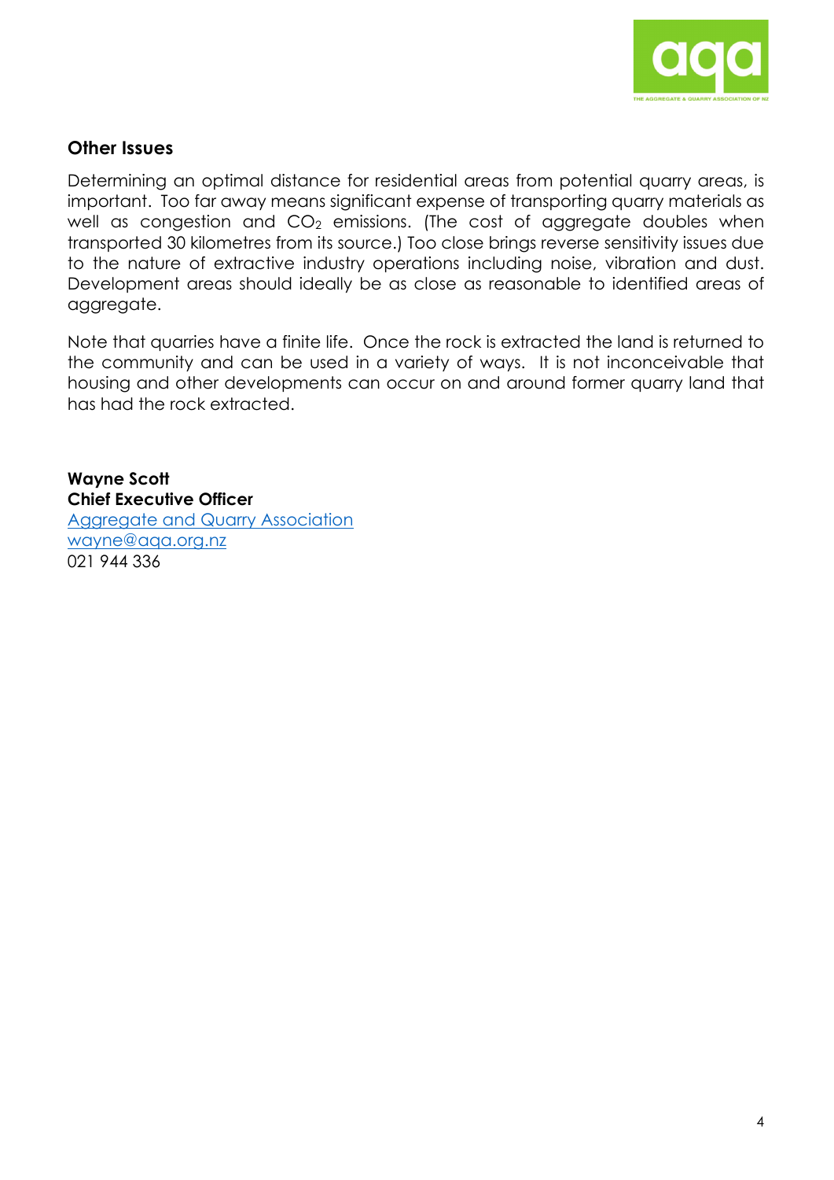## Other Issues

Determining an optimal distance for residential areas from potential quarry areas, is important. Too far away means significant expense of transporting quarry materials as well as congestion and $CO_2$ emissions. (The cost of aggregate doubles when transported 30 kilometres from its source.) Too close brings reverse sensitivity issues due to the nature of extractive industry operations including noise, vibration and dust. Development areas should ideally be as close as reasonable to identified areas of aggregate.

Note that quarries have a finite life. Once the rock is extracted the land is returned to the community and can be used in a variety of ways. It is not inconceivable that housing and other developments can occur on and around former quarry land that has had the rock extracted.

**Wayne Scott**
**Chief Executive Officer**
Aggregate and Quarry Association
wayne@aqa.org.nz
021 944 336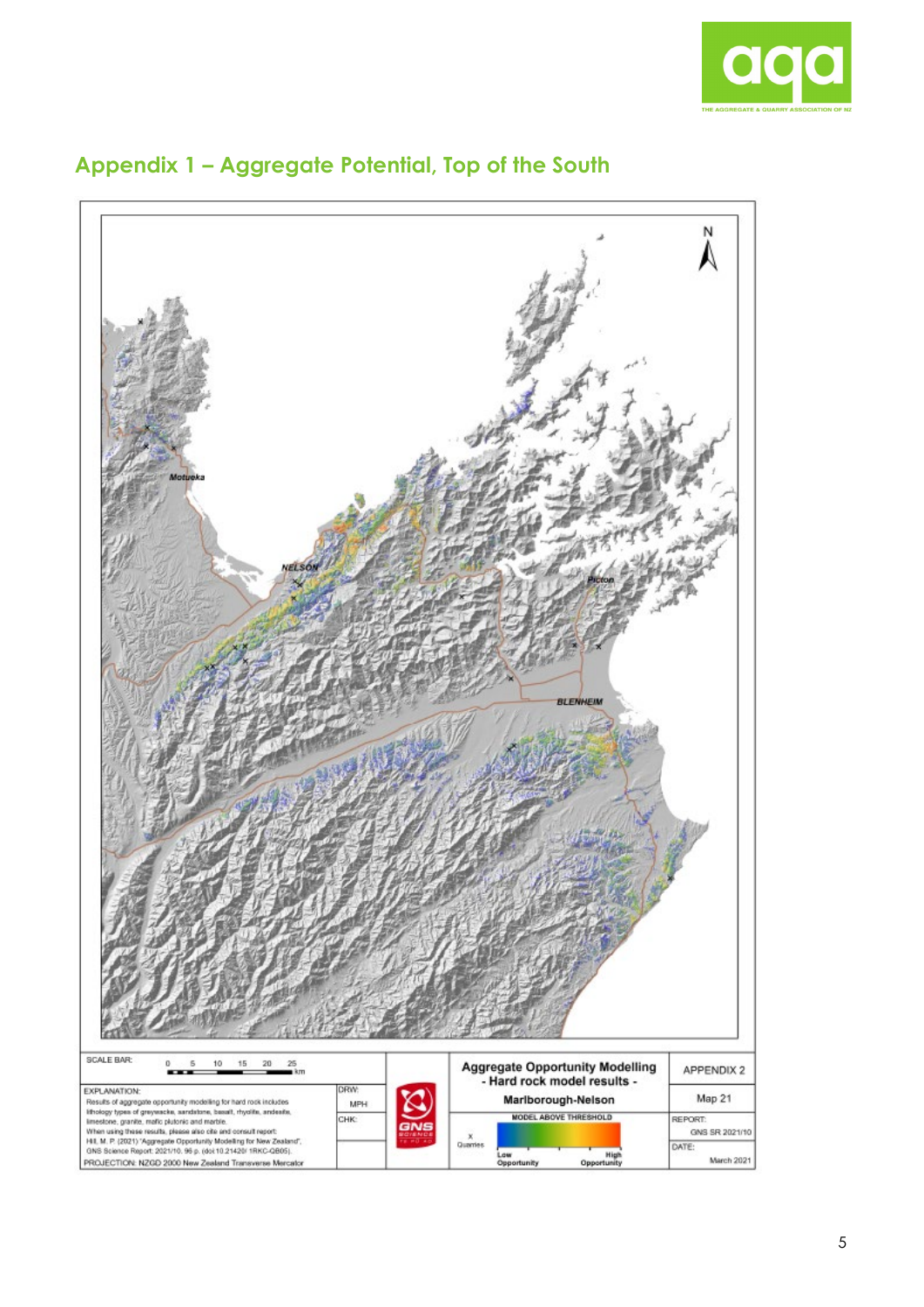## Appendix 1 – Aggregate Potential, Top of the South

Motueka

NELSON

Picton

BLENHEIM

N

SCALE BAR: 0 5 10 15 20 25 km

EXPLANATION:
Results of aggregate opportunity modelling for hard rock includes lithology types of greywacke, sandstone, basalt, rhyolite, andesite, limestone, granite, mafic plutonic and marble.
When using these results, please also cite and consult report:
Hill, M. P. (2021) "Aggregate Opportunity Modelling for New Zealand", GNS Science Report: 2021/10. 96 p. (doi 10.21420/ 1RKC-QB05).
PROJECTION: NZGD 2000 New Zealand Transverse Mercator

DRW: MPH

CHK:

**Aggregate Opportunity Modelling**
**- Hard rock model results -**

**Marlborough-Nelson**

MODEL ABOVE THRESHOLD

x Quarries

Low Opportunity — High Opportunity

APPENDIX 2

Map 21

REPORT: GNS SR 2021/10

DATE: March 2021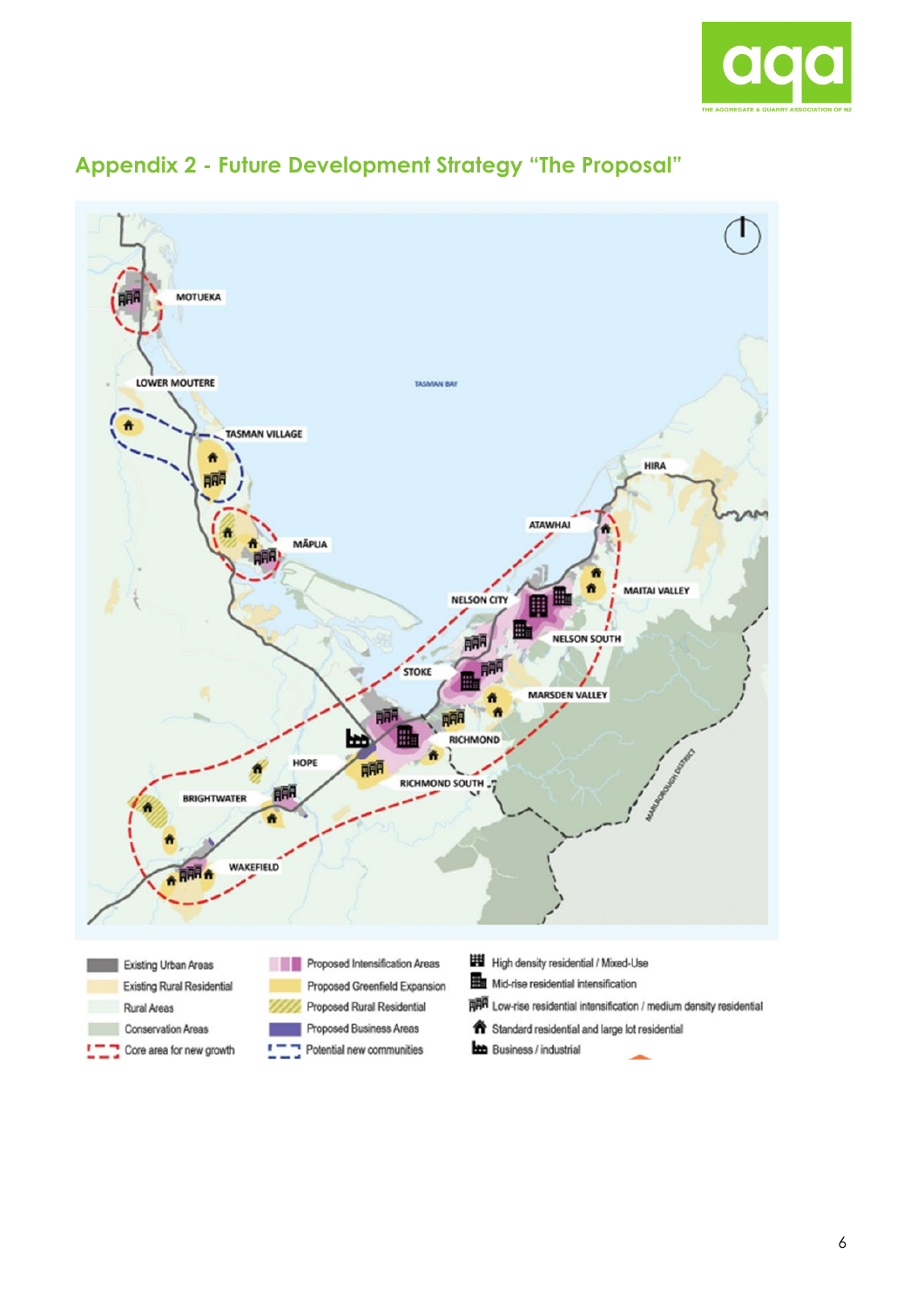## Appendix 2 - Future Development Strategy "The Proposal"

MOTUEKA

LOWER MOUTERE

TASMAN BAY

TASMAN VILLAGE

MĀPUA

HIRA

ATAWHAI

MAITAI VALLEY

NELSON CITY

NELSON SOUTH

STOKE

MARSDEN VALLEY

RICHMOND

HOPE

RICHMOND SOUTH

BRIGHTWATER

MARLBOROUGH DISTRICT

WAKEFIELD

Existing Urban Areas

Existing Rural Residential

Rural Areas

Conservation Areas

Core area for new growth

Proposed Intensification Areas

Proposed Greenfield Expansion

Proposed Rural Residential

Proposed Business Areas

Potential new communities

High density residential / Mixed-Use

Mid-rise residential intensification

Low-rise residential intensification / medium density residential

Standard residential and large lot residential

Business / industrial